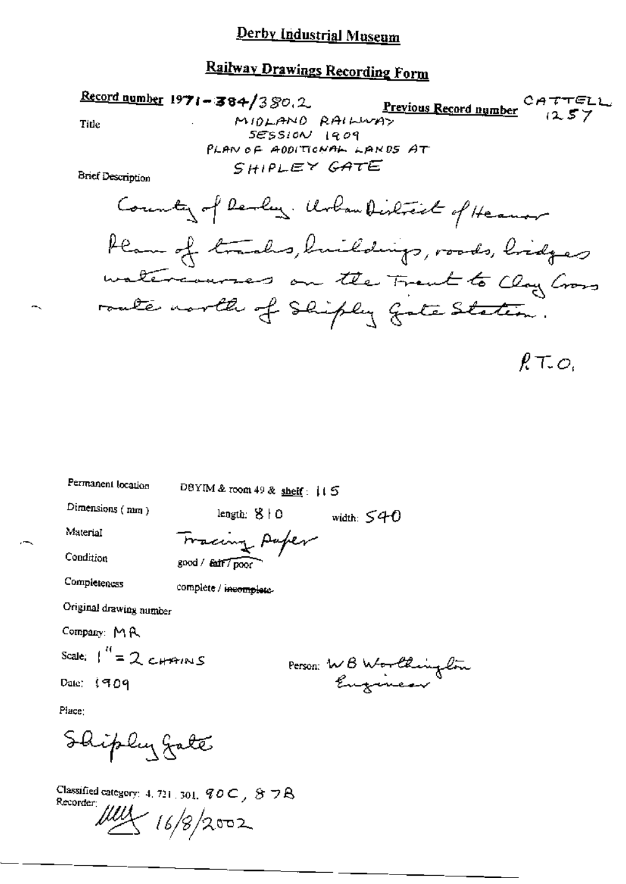# Derby Industrial Museum

## Railway Drawings Recording Form

**Record number** 1971-384/380.2 **Previous Record number** CATTELL 1257

**Title** MIDLAND RAILWAY SESSION 1909 PLAN OF ADDITIONAL LANDS AT SHIPLEY GATE

**Brief Description**

County of Derby. Urban District of Heanor Plan of tracks, buildings, roads, bridges watercourses on the Trent to Clay Cross route north of Shipley Gate Station.

R.T.O.

Permanent location DBYIM & room 49 & shelf: 115

Dimensions (mm) length: 810 width: 540

Material Tracing Paper

Condition good / ~~fair~~ / poor

Completeness complete / ~~incomplete~~

Original drawing number

Company: MR

Scale: 1" = 2 CHAINS

Person: WB Worthington Engineer

Date: 1909

Place:

Shipley Gate

Classified category: 4. 721. 301. 90C, 87B

Recorder: [signature] 16/8/2002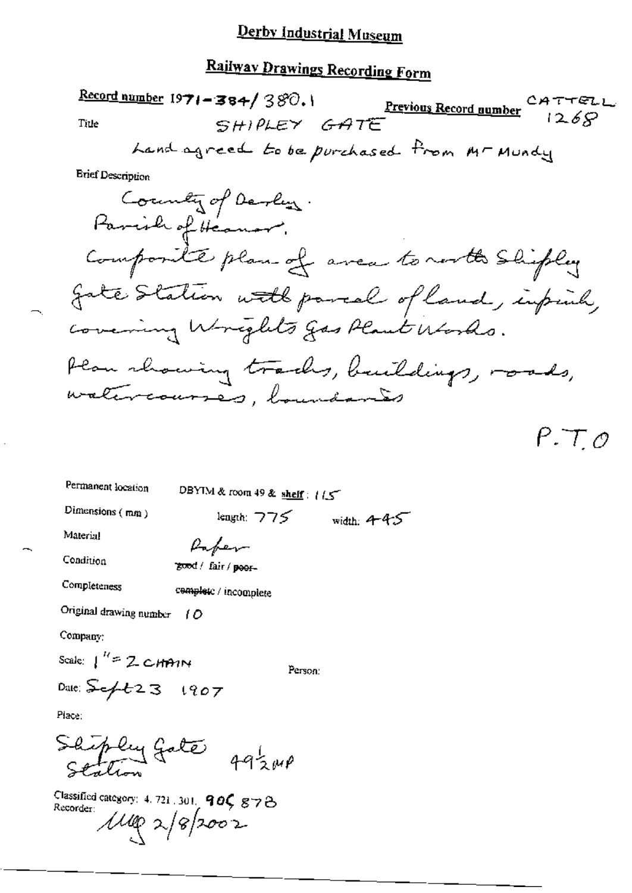# Derby Industrial Museum

## Railway Drawings Recording Form

**Record number** 1971-384/380.1 **Previous Record number** CATTELL 1268

Title SHIPLEY GATE

Land agreed to be purchased from Mr Mundy

Brief Description

County of Derby.
Parish of Heanor.
Composite plan of area to north Shipley Gate Station with parcel of land, in pink, covering Wrights Gas Plant Works.
Plan showing tracks, buildings, roads, watercourses, boundaries

P.T.O

Permanent location DBYIM & room 49 & shelf: 115

Dimensions (mm) length: 775 width: 445

Material Paper

Condition good / fair / poor

Completeness complete / incomplete

Original drawing number 10

Company:

Scale: 1" = 2 CHAIN

Person:

Date: Sept 23 1907

Place:

Shipley Gate Station 49½ MP

Classified category: 4.721.301. 905 878

Recorder: MG 2/8/2002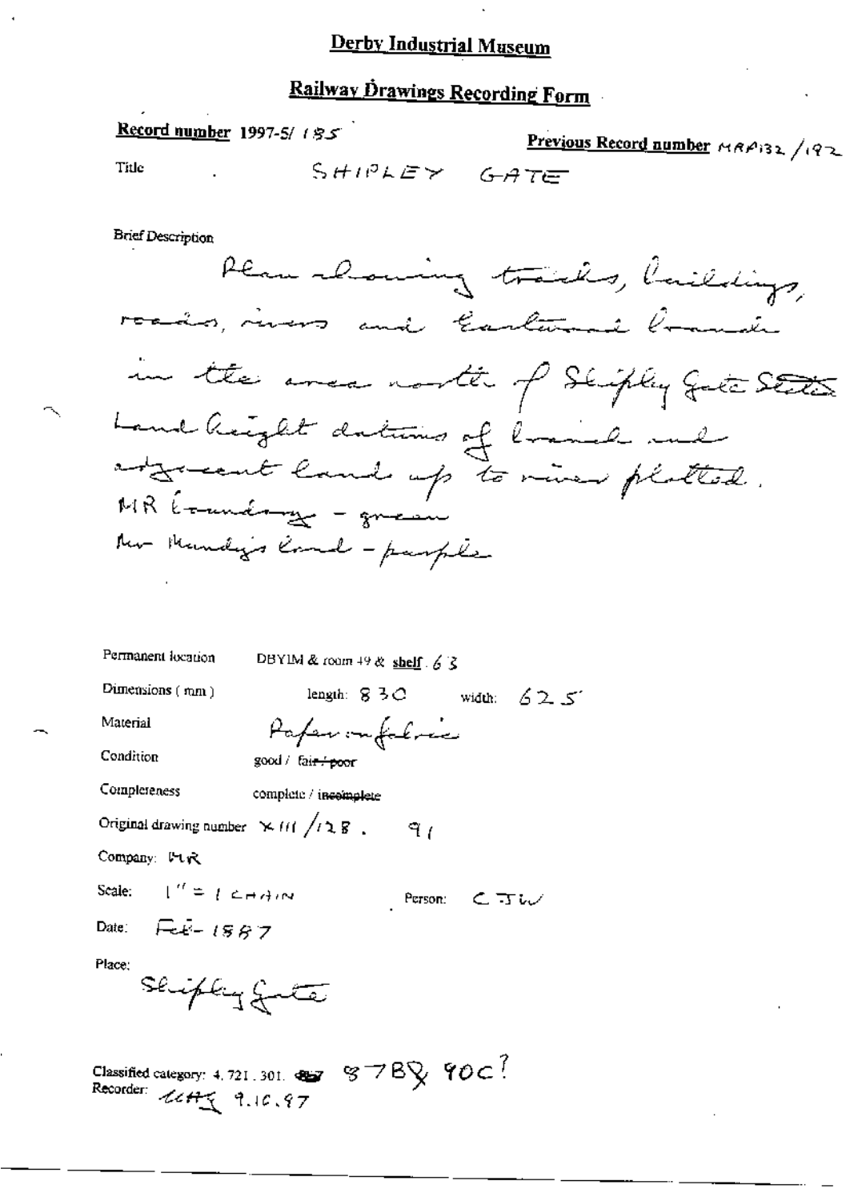# Derby Industrial Museum

## Railway Drawings Recording Form

**Record number** 1997-5/ 185

**Previous Record number** MRP132 /192

Title SHIPLEY GATE

Brief Description

Plan showing tracks, buildings, roads, rivers and Erewash? branch in the area north of Shipley Gate Station. Land height datums of branch and adjacent land up to river plotted.
MR boundary - green
Mr Mundy's land - purple

Permanent location DBYIM & room 49 & **shelf** 63

Dimensions (mm) length: 830 width: 625

Material Paper on fabric

Condition good / ~~fair / poor~~

Completeness complete / ~~incomplete~~

Original drawing number X III /128. 91

Company: MR

Scale: 1" = 1 CHAIN Person: CJW

Date: Feb 1887

Place:

Shipley Gate

Classified category: 4. 721. 301. 87B & 90C?

Recorder: LLH 9.10.97